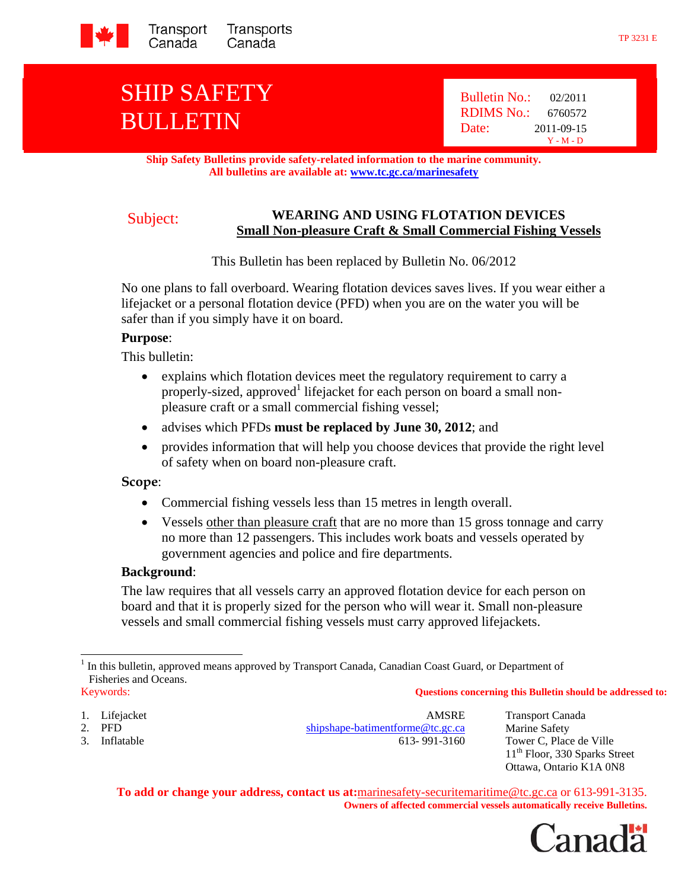Transport Canada / Transports Canada

TP 3231 E

# SHIP SAFETY BULLETIN

Bulletin No.: 02/2011
RDIMS No.: 6760572
Date: 2011-09-15 (Y - M - D)

**Ship Safety Bulletins provide safety-related information to the marine community.**
**All bulletins are available at: www.tc.gc.ca/marinesafety**

Subject: **WEARING AND USING FLOTATION DEVICES**
**Small Non-pleasure Craft & Small Commercial Fishing Vessels**

This Bulletin has been replaced by Bulletin No. 06/2012

No one plans to fall overboard. Wearing flotation devices saves lives. If you wear either a lifejacket or a personal flotation device (PFD) when you are on the water you will be safer than if you simply have it on board.

**Purpose**:

This bulletin:

- explains which flotation devices meet the regulatory requirement to carry a properly-sized, approved[1] lifejacket for each person on board a small non-pleasure craft or a small commercial fishing vessel;
- advises which PFDs **must be replaced by June 30, 2012**; and
- provides information that will help you choose devices that provide the right level of safety when on board non-pleasure craft.

**Scope**:

- Commercial fishing vessels less than 15 metres in length overall.
- Vessels other than pleasure craft that are no more than 15 gross tonnage and carry no more than 12 passengers. This includes work boats and vessels operated by government agencies and police and fire departments.

**Background**:

The law requires that all vessels carry an approved flotation device for each person on board and that it is properly sized for the person who will wear it. Small non-pleasure vessels and small commercial fishing vessels must carry approved lifejackets.

[1] In this bulletin, approved means approved by Transport Canada, Canadian Coast Guard, or Department of Fisheries and Oceans.

Keywords:

1. Lifejacket
2. PFD
3. Inflatable

**Questions concerning this Bulletin should be addressed to:**

AMSRE
shipshape-batimentforme@tc.gc.ca
613- 991-3160

Transport Canada
Marine Safety
Tower C, Place de Ville
11th Floor, 330 Sparks Street
Ottawa, Ontario K1A 0N8

**To add or change your address, contact us at:** marinesafety-securitemaritime@tc.gc.ca or 613-991-3135.
**Owners of affected commercial vessels automatically receive Bulletins.**

Canada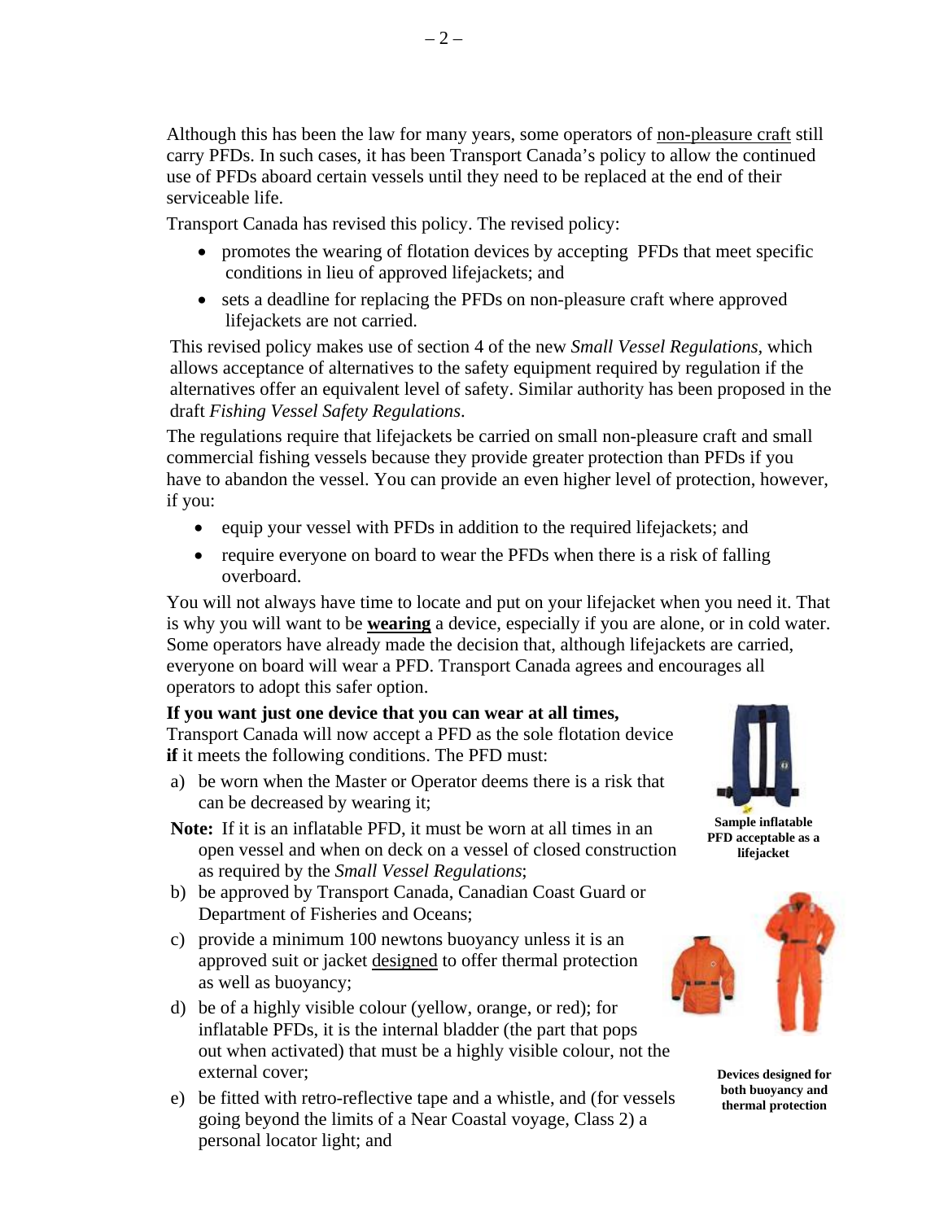Although this has been the law for many years, some operators of <u>non-pleasure craft</u> still carry PFDs. In such cases, it has been Transport Canada's policy to allow the continued use of PFDs aboard certain vessels until they need to be replaced at the end of their serviceable life.

Transport Canada has revised this policy. The revised policy:

- promotes the wearing of flotation devices by accepting PFDs that meet specific conditions in lieu of approved lifejackets; and
- sets a deadline for replacing the PFDs on non-pleasure craft where approved lifejackets are not carried.

This revised policy makes use of section 4 of the new *Small Vessel Regulations*, which allows acceptance of alternatives to the safety equipment required by regulation if the alternatives offer an equivalent level of safety. Similar authority has been proposed in the draft *Fishing Vessel Safety Regulations*.

The regulations require that lifejackets be carried on small non-pleasure craft and small commercial fishing vessels because they provide greater protection than PFDs if you have to abandon the vessel. You can provide an even higher level of protection, however, if you:

- equip your vessel with PFDs in addition to the required lifejackets; and
- require everyone on board to wear the PFDs when there is a risk of falling overboard.

You will not always have time to locate and put on your lifejacket when you need it. That is why you will want to be <u>**wearing**</u> a device, especially if you are alone, or in cold water. Some operators have already made the decision that, although lifejackets are carried, everyone on board will wear a PFD. Transport Canada agrees and encourages all operators to adopt this safer option.

**If you want just one device that you can wear at all times,** Transport Canada will now accept a PFD as the sole flotation device **if** it meets the following conditions. The PFD must:

a) be worn when the Master or Operator deems there is a risk that can be decreased by wearing it;

**Note:** If it is an inflatable PFD, it must be worn at all times in an open vessel and when on deck on a vessel of closed construction as required by the *Small Vessel Regulations*;

b) be approved by Transport Canada, Canadian Coast Guard or Department of Fisheries and Oceans;

c) provide a minimum 100 newtons buoyancy unless it is an approved suit or jacket <u>designed</u> to offer thermal protection as well as buoyancy;

d) be of a highly visible colour (yellow, orange, or red); for inflatable PFDs, it is the internal bladder (the part that pops out when activated) that must be a highly visible colour, not the external cover;

e) be fitted with retro-reflective tape and a whistle, and (for vessels going beyond the limits of a Near Coastal voyage, Class 2) a personal locator light; and

**Sample inflatable PFD acceptable as a lifejacket**

**Devices designed for both buoyancy and thermal protection**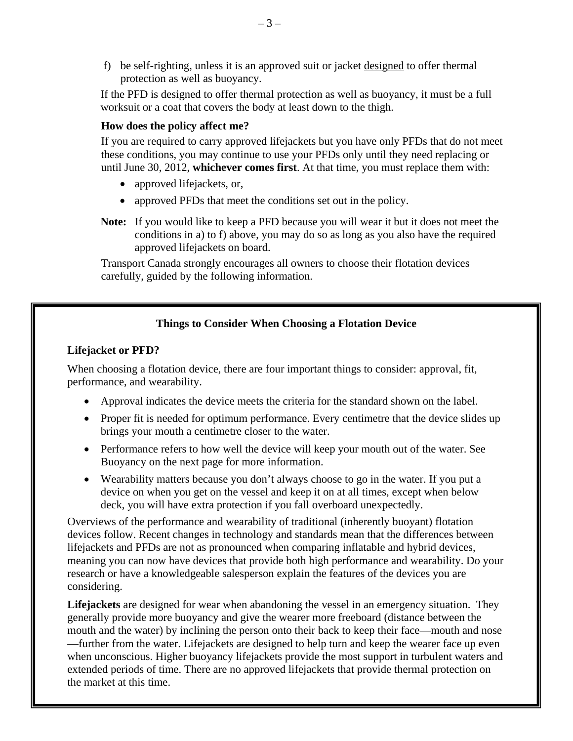f) be self-righting, unless it is an approved suit or jacket <u>designed</u> to offer thermal protection as well as buoyancy.

If the PFD is designed to offer thermal protection as well as buoyancy, it must be a full worksuit or a coat that covers the body at least down to the thigh.

**How does the policy affect me?**

If you are required to carry approved lifejackets but you have only PFDs that do not meet these conditions, you may continue to use your PFDs only until they need replacing or until June 30, 2012, **whichever comes first**. At that time, you must replace them with:

- approved lifejackets, or,
- approved PFDs that meet the conditions set out in the policy.

**Note:** If you would like to keep a PFD because you will wear it but it does not meet the conditions in a) to f) above, you may do so as long as you also have the required approved lifejackets on board.

Transport Canada strongly encourages all owners to choose their flotation devices carefully, guided by the following information.

## Things to Consider When Choosing a Flotation Device

**Lifejacket or PFD?**

When choosing a flotation device, there are four important things to consider: approval, fit, performance, and wearability.

- Approval indicates the device meets the criteria for the standard shown on the label.
- Proper fit is needed for optimum performance. Every centimetre that the device slides up brings your mouth a centimetre closer to the water.
- Performance refers to how well the device will keep your mouth out of the water. See Buoyancy on the next page for more information.
- Wearability matters because you don't always choose to go in the water. If you put a device on when you get on the vessel and keep it on at all times, except when below deck, you will have extra protection if you fall overboard unexpectedly.

Overviews of the performance and wearability of traditional (inherently buoyant) flotation devices follow. Recent changes in technology and standards mean that the differences between lifejackets and PFDs are not as pronounced when comparing inflatable and hybrid devices, meaning you can now have devices that provide both high performance and wearability. Do your research or have a knowledgeable salesperson explain the features of the devices you are considering.

**Lifejackets** are designed for wear when abandoning the vessel in an emergency situation. They generally provide more buoyancy and give the wearer more freeboard (distance between the mouth and the water) by inclining the person onto their back to keep their face—mouth and nose—further from the water. Lifejackets are designed to help turn and keep the wearer face up even when unconscious. Higher buoyancy lifejackets provide the most support in turbulent waters and extended periods of time. There are no approved lifejackets that provide thermal protection on the market at this time.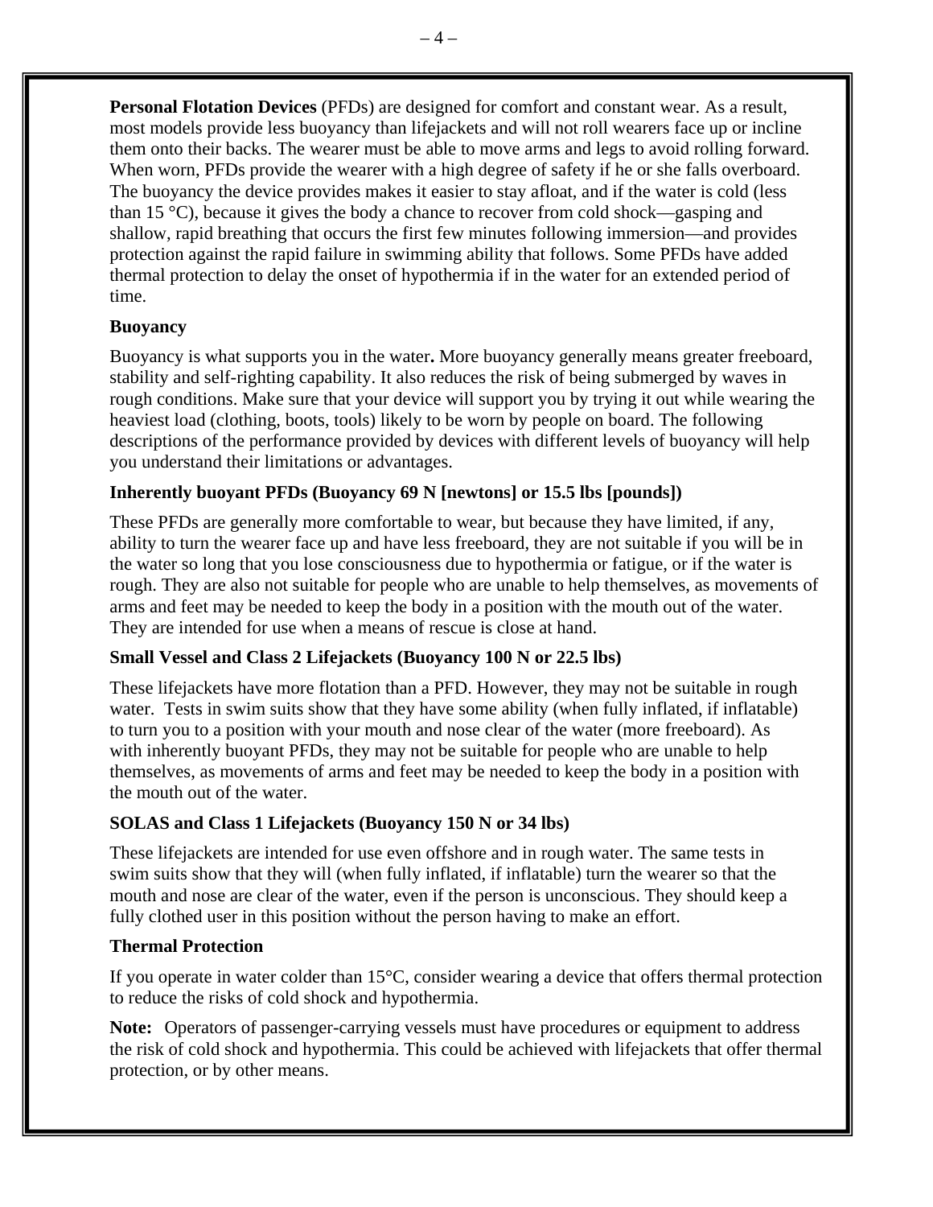**Personal Flotation Devices** (PFDs) are designed for comfort and constant wear. As a result, most models provide less buoyancy than lifejackets and will not roll wearers face up or incline them onto their backs. The wearer must be able to move arms and legs to avoid rolling forward. When worn, PFDs provide the wearer with a high degree of safety if he or she falls overboard. The buoyancy the device provides makes it easier to stay afloat, and if the water is cold (less than 15 °C), because it gives the body a chance to recover from cold shock—gasping and shallow, rapid breathing that occurs the first few minutes following immersion—and provides protection against the rapid failure in swimming ability that follows. Some PFDs have added thermal protection to delay the onset of hypothermia if in the water for an extended period of time.

**Buoyancy**

Buoyancy is what supports you in the water**.** More buoyancy generally means greater freeboard, stability and self-righting capability. It also reduces the risk of being submerged by waves in rough conditions. Make sure that your device will support you by trying it out while wearing the heaviest load (clothing, boots, tools) likely to be worn by people on board. The following descriptions of the performance provided by devices with different levels of buoyancy will help you understand their limitations or advantages.

**Inherently buoyant PFDs (Buoyancy 69 N [newtons] or 15.5 lbs [pounds])**

These PFDs are generally more comfortable to wear, but because they have limited, if any, ability to turn the wearer face up and have less freeboard, they are not suitable if you will be in the water so long that you lose consciousness due to hypothermia or fatigue, or if the water is rough. They are also not suitable for people who are unable to help themselves, as movements of arms and feet may be needed to keep the body in a position with the mouth out of the water. They are intended for use when a means of rescue is close at hand.

**Small Vessel and Class 2 Lifejackets (Buoyancy 100 N or 22.5 lbs)**

These lifejackets have more flotation than a PFD. However, they may not be suitable in rough water. Tests in swim suits show that they have some ability (when fully inflated, if inflatable) to turn you to a position with your mouth and nose clear of the water (more freeboard). As with inherently buoyant PFDs, they may not be suitable for people who are unable to help themselves, as movements of arms and feet may be needed to keep the body in a position with the mouth out of the water.

**SOLAS and Class 1 Lifejackets (Buoyancy 150 N or 34 lbs)**

These lifejackets are intended for use even offshore and in rough water. The same tests in swim suits show that they will (when fully inflated, if inflatable) turn the wearer so that the mouth and nose are clear of the water, even if the person is unconscious. They should keep a fully clothed user in this position without the person having to make an effort.

**Thermal Protection**

If you operate in water colder than 15°C, consider wearing a device that offers thermal protection to reduce the risks of cold shock and hypothermia.

**Note:** Operators of passenger-carrying vessels must have procedures or equipment to address the risk of cold shock and hypothermia. This could be achieved with lifejackets that offer thermal protection, or by other means.